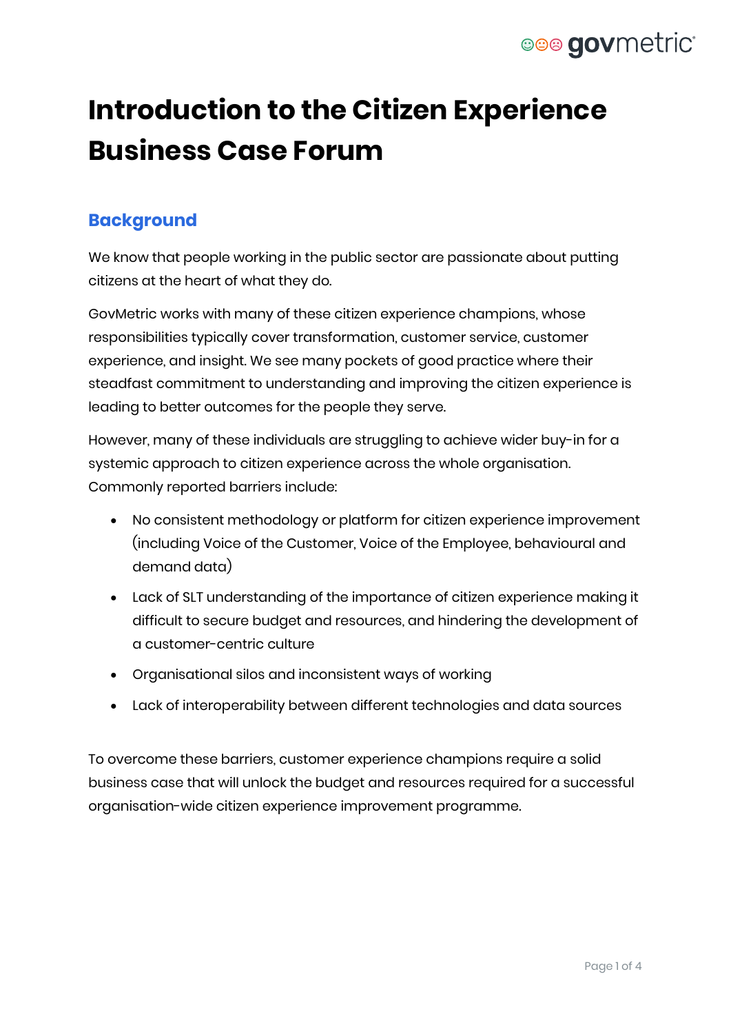# Introduction to the Citizen Experience Business Case Forum

## Background

We know that people working in the public sector are passionate about putting citizens at the heart of what they do.

GovMetric works with many of these citizen experience champions, whose responsibilities typically cover transformation, customer service, customer experience, and insight. We see many pockets of good practice where their steadfast commitment to understanding and improving the citizen experience is leading to better outcomes for the people they serve.

However, many of these individuals are struggling to achieve wider buy-in for a systemic approach to citizen experience across the whole organisation. Commonly reported barriers include:

- No consistent methodology or platform for citizen experience improvement (including Voice of the Customer, Voice of the Employee, behavioural and demand data)
- Lack of SLT understanding of the importance of citizen experience making it difficult to secure budget and resources, and hindering the development of a customer-centric culture
- Organisational silos and inconsistent ways of working
- Lack of interoperability between different technologies and data sources

To overcome these barriers, customer experience champions require a solid business case that will unlock the budget and resources required for a successful organisation-wide citizen experience improvement programme.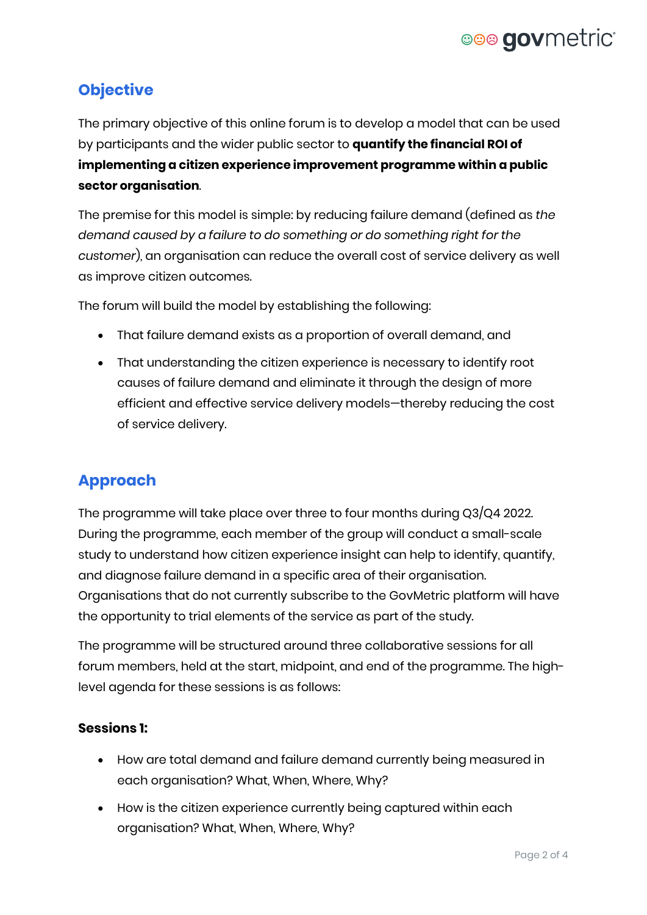## Objective

The primary objective of this online forum is to develop a model that can be used by participants and the wider public sector to **quantify the financial ROI of implementing a citizen experience improvement programme within a public sector organisation**.

The premise for this model is simple: by reducing failure demand (defined as *the demand caused by a failure to do something or do something right for the customer*), an organisation can reduce the overall cost of service delivery as well as improve citizen outcomes.

The forum will build the model by establishing the following:

- That failure demand exists as a proportion of overall demand, and
- That understanding the citizen experience is necessary to identify root causes of failure demand and eliminate it through the design of more efficient and effective service delivery models—thereby reducing the cost of service delivery.

## Approach

The programme will take place over three to four months during Q3/Q4 2022. During the programme, each member of the group will conduct a small-scale study to understand how citizen experience insight can help to identify, quantify, and diagnose failure demand in a specific area of their organisation. Organisations that do not currently subscribe to the GovMetric platform will have the opportunity to trial elements of the service as part of the study.

The programme will be structured around three collaborative sessions for all forum members, held at the start, midpoint, and end of the programme. The high-level agenda for these sessions is as follows:

**Sessions 1:**

- How are total demand and failure demand currently being measured in each organisation? What, When, Where, Why?
- How is the citizen experience currently being captured within each organisation? What, When, Where, Why?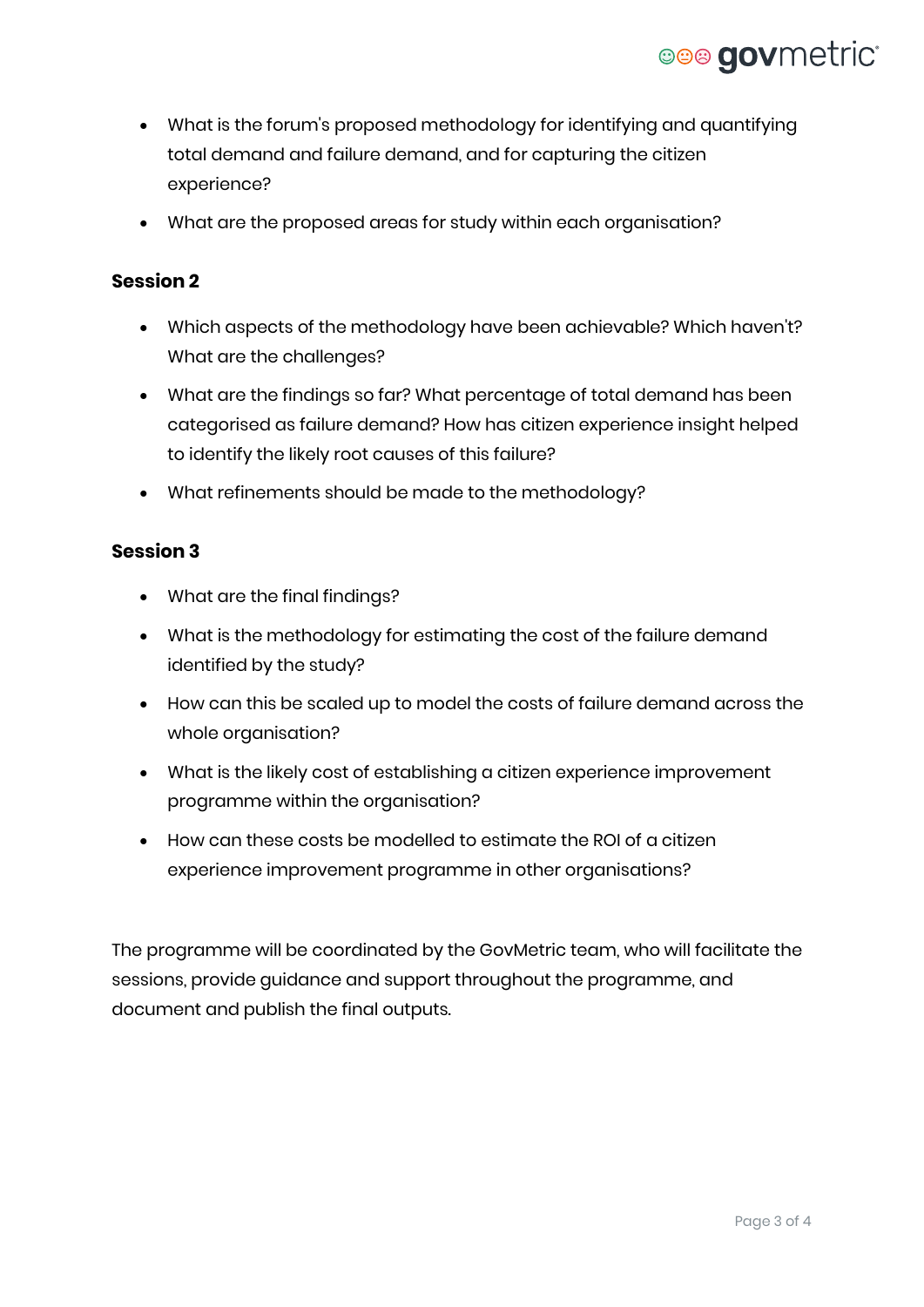- What is the forum's proposed methodology for identifying and quantifying total demand and failure demand, and for capturing the citizen experience?
- What are the proposed areas for study within each organisation?

**Session 2**

- Which aspects of the methodology have been achievable? Which haven't? What are the challenges?
- What are the findings so far? What percentage of total demand has been categorised as failure demand? How has citizen experience insight helped to identify the likely root causes of this failure?
- What refinements should be made to the methodology?

**Session 3**

- What are the final findings?
- What is the methodology for estimating the cost of the failure demand identified by the study?
- How can this be scaled up to model the costs of failure demand across the whole organisation?
- What is the likely cost of establishing a citizen experience improvement programme within the organisation?
- How can these costs be modelled to estimate the ROI of a citizen experience improvement programme in other organisations?

The programme will be coordinated by the GovMetric team, who will facilitate the sessions, provide guidance and support throughout the programme, and document and publish the final outputs.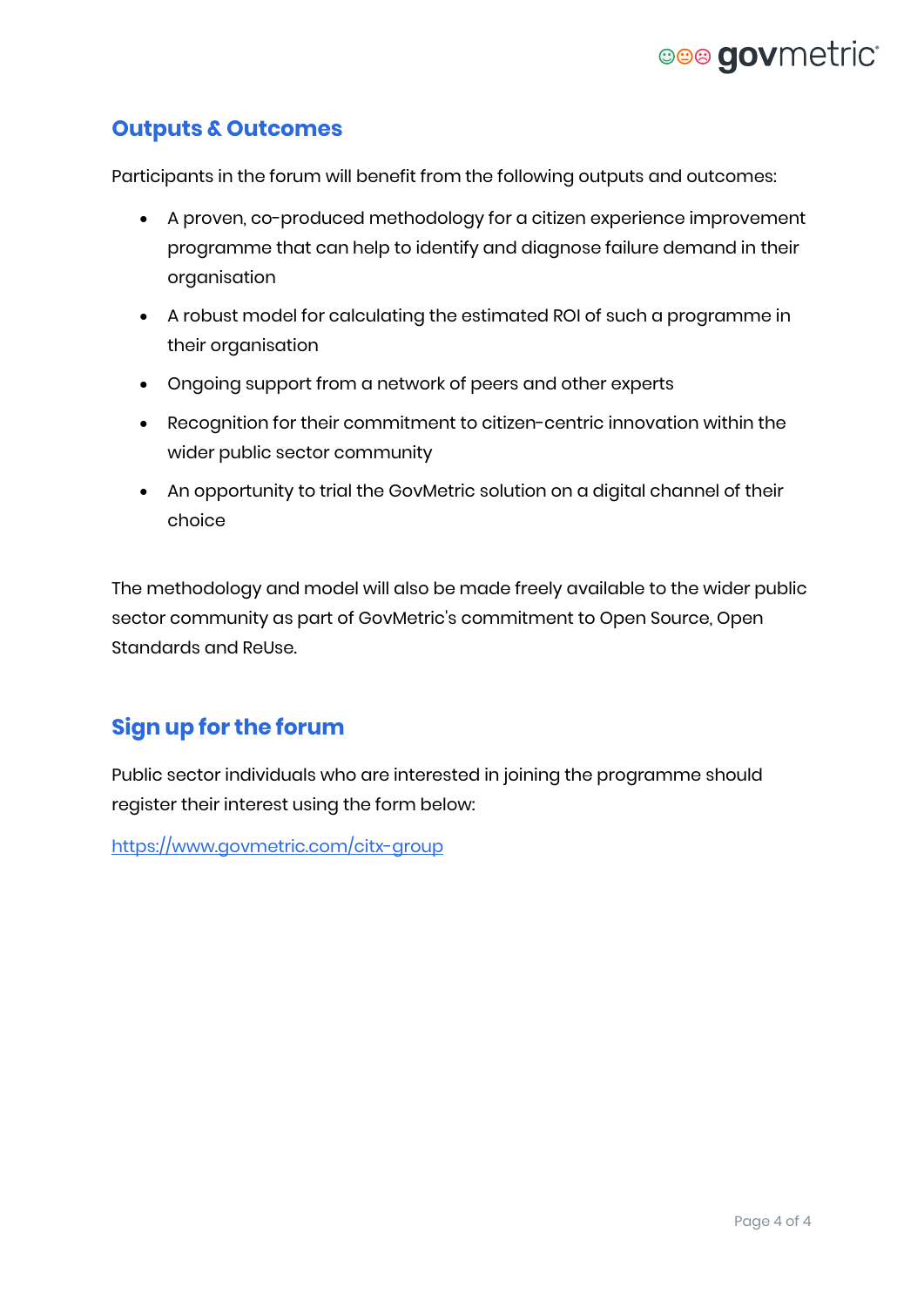## Outputs & Outcomes

Participants in the forum will benefit from the following outputs and outcomes:

- A proven, co-produced methodology for a citizen experience improvement programme that can help to identify and diagnose failure demand in their organisation
- A robust model for calculating the estimated ROI of such a programme in their organisation
- Ongoing support from a network of peers and other experts
- Recognition for their commitment to citizen-centric innovation within the wider public sector community
- An opportunity to trial the GovMetric solution on a digital channel of their choice

The methodology and model will also be made freely available to the wider public sector community as part of GovMetric's commitment to Open Source, Open Standards and ReUse.

## Sign up for the forum

Public sector individuals who are interested in joining the programme should register their interest using the form below:

https://www.govmetric.com/citx-group